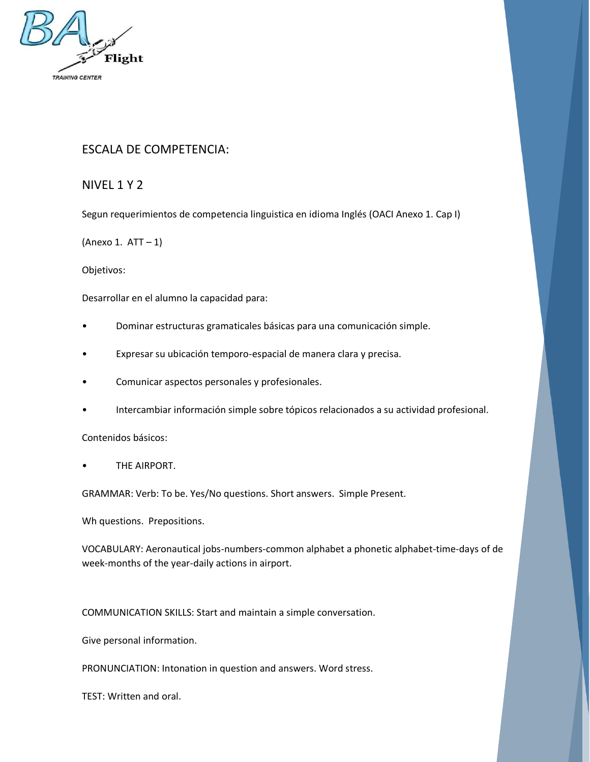## ESCALA DE COMPETENCIA:

## NIVEL 1 Y 2

Segun requerimientos de competencia linguistica en idioma Inglés (OACI Anexo 1. Cap I)

(Anexo 1. ATT – 1)

Objetivos:

Desarrollar en el alumno la capacidad para:

- Dominar estructuras gramaticales básicas para una comunicación simple.
- Expresar su ubicación temporo-espacial de manera clara y precisa.
- Comunicar aspectos personales y profesionales.
- Intercambiar información simple sobre tópicos relacionados a su actividad profesional.

Contenidos básicos:

- THE AIRPORT.

GRAMMAR: Verb: To be. Yes/No questions. Short answers. Simple Present.

Wh questions. Prepositions.

VOCABULARY: Aeronautical jobs-numbers-common alphabet a phonetic alphabet-time-days of de week-months of the year-daily actions in airport.

COMMUNICATION SKILLS: Start and maintain a simple conversation.

Give personal information.

PRONUNCIATION: Intonation in question and answers. Word stress.

TEST: Written and oral.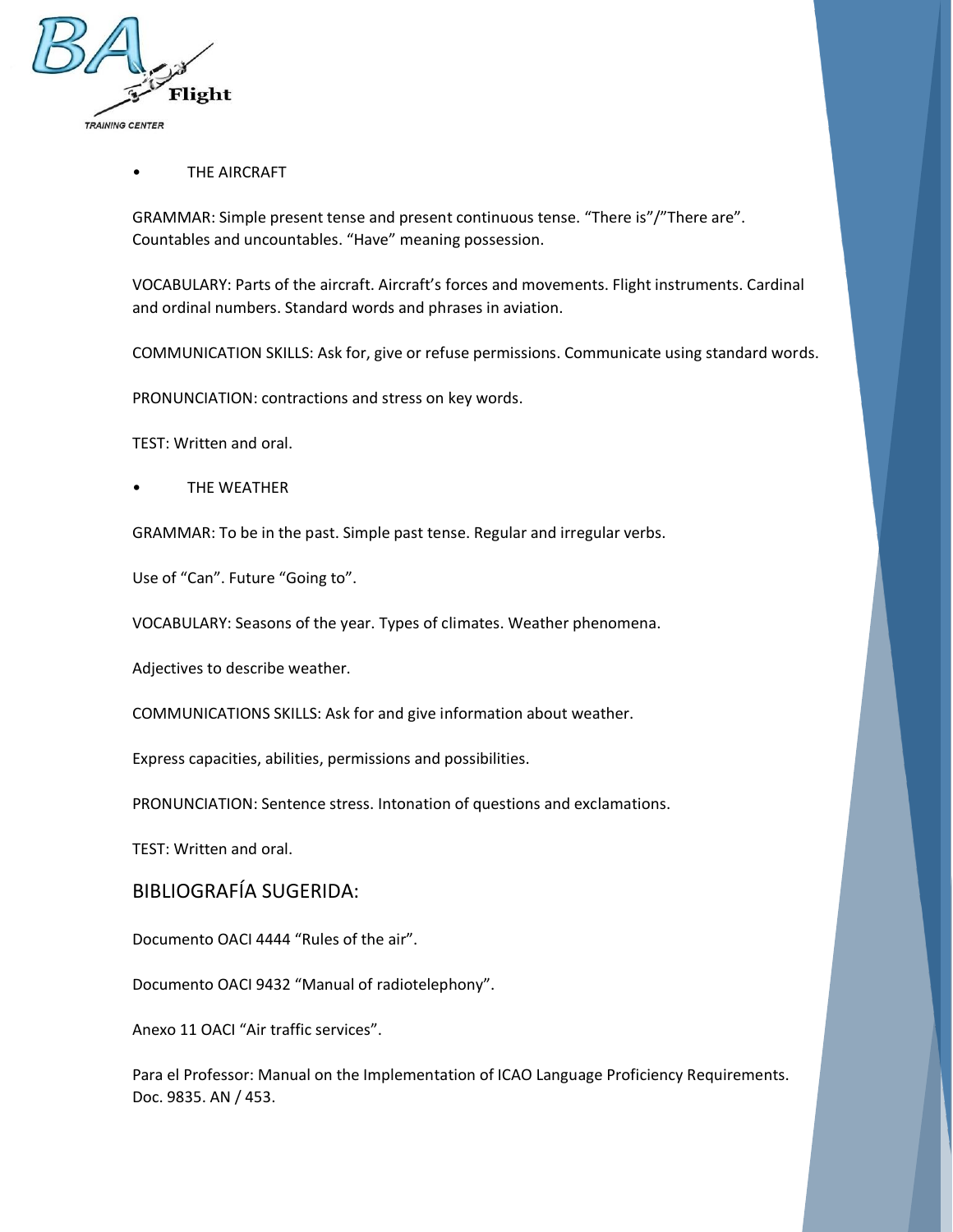- THE AIRCRAFT

GRAMMAR: Simple present tense and present continuous tense. "There is"/"There are". Countables and uncountables. "Have" meaning possession.

VOCABULARY: Parts of the aircraft. Aircraft's forces and movements. Flight instruments. Cardinal and ordinal numbers. Standard words and phrases in aviation.

COMMUNICATION SKILLS: Ask for, give or refuse permissions. Communicate using standard words.

PRONUNCIATION: contractions and stress on key words.

TEST: Written and oral.

- THE WEATHER

GRAMMAR: To be in the past. Simple past tense. Regular and irregular verbs.

Use of "Can". Future "Going to".

VOCABULARY: Seasons of the year. Types of climates. Weather phenomena.

Adjectives to describe weather.

COMMUNICATIONS SKILLS: Ask for and give information about weather.

Express capacities, abilities, permissions and possibilities.

PRONUNCIATION: Sentence stress. Intonation of questions and exclamations.

TEST: Written and oral.

## BIBLIOGRAFÍA SUGERIDA:

Documento OACI 4444 "Rules of the air".

Documento OACI 9432 "Manual of radiotelephony".

Anexo 11 OACI "Air traffic services".

Para el Professor: Manual on the Implementation of ICAO Language Proficiency Requirements. Doc. 9835. AN / 453.